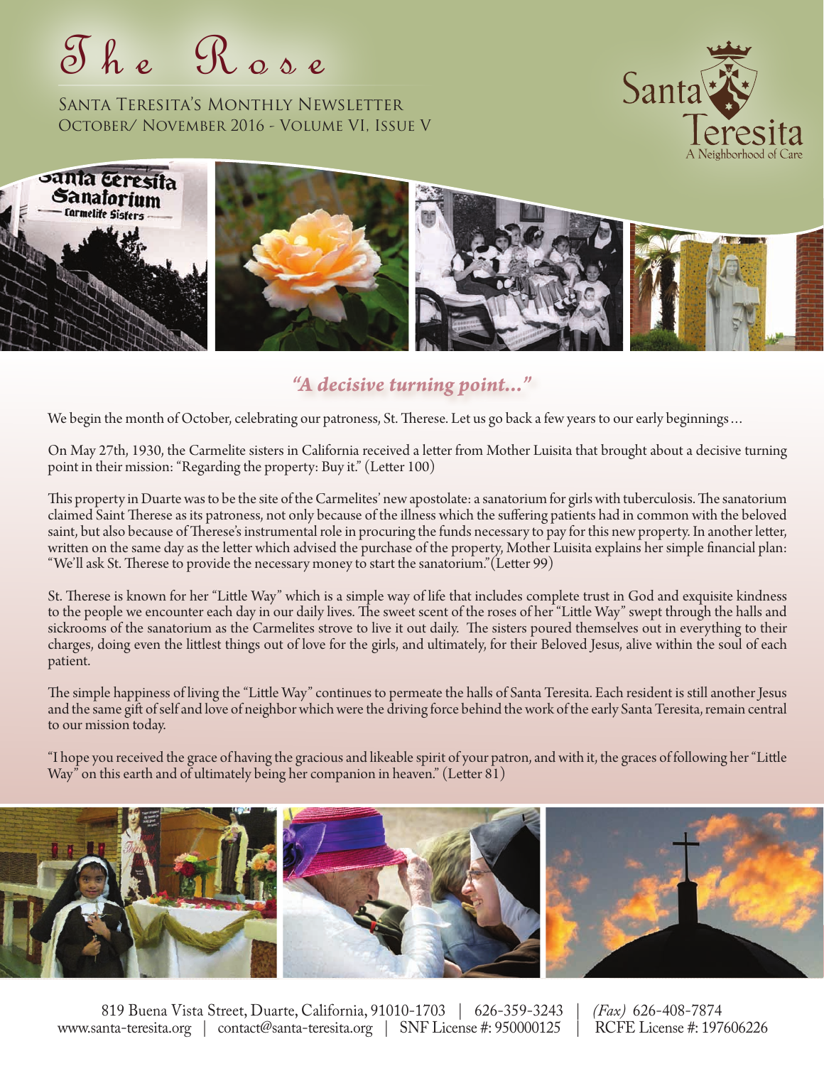# The Rose

Santa Teresita's Monthly Newsletter
October/ November 2016 - Volume VI, Issue V

Santa Teresita
A Neighborhood of Care

## *"A decisive turning point..."*

We begin the month of October, celebrating our patroness, St. Therese. Let us go back a few years to our early beginnings…

On May 27th, 1930, the Carmelite sisters in California received a letter from Mother Luisita that brought about a decisive turning point in their mission: "Regarding the property: Buy it." (Letter 100)

This property in Duarte was to be the site of the Carmelites' new apostolate: a sanatorium for girls with tuberculosis. The sanatorium claimed Saint Therese as its patroness, not only because of the illness which the suffering patients had in common with the beloved saint, but also because of Therese's instrumental role in procuring the funds necessary to pay for this new property. In another letter, written on the same day as the letter which advised the purchase of the property, Mother Luisita explains her simple financial plan: "We'll ask St. Therese to provide the necessary money to start the sanatorium."(Letter 99)

St. Therese is known for her "Little Way" which is a simple way of life that includes complete trust in God and exquisite kindness to the people we encounter each day in our daily lives. The sweet scent of the roses of her "Little Way" swept through the halls and sickrooms of the sanatorium as the Carmelites strove to live it out daily. The sisters poured themselves out in everything to their charges, doing even the littlest things out of love for the girls, and ultimately, for their Beloved Jesus, alive within the soul of each patient.

The simple happiness of living the "Little Way" continues to permeate the halls of Santa Teresita. Each resident is still another Jesus and the same gift of self and love of neighbor which were the driving force behind the work of the early Santa Teresita, remain central to our mission today.

"I hope you received the grace of having the gracious and likeable spirit of your patron, and with it, the graces of following her "Little Way" on this earth and of ultimately being her companion in heaven." (Letter 81)

819 Buena Vista Street, Duarte, California, 91010-1703 | 626-359-3243 | *(Fax)* 626-408-7874
www.santa-teresita.org | contact@santa-teresita.org | SNF License #: 950000125 | RCFE License #: 197606226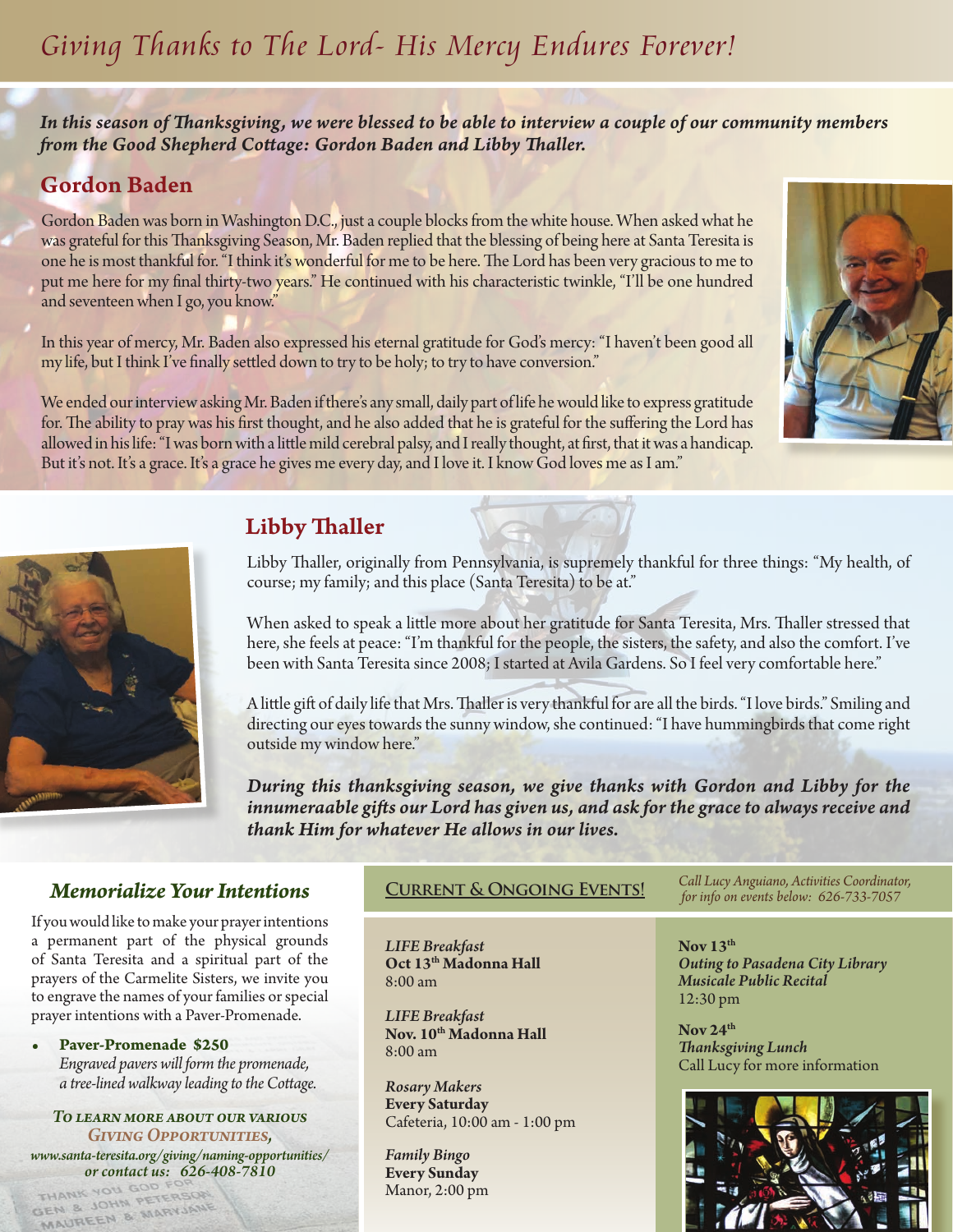# Giving Thanks to The Lord- His Mercy Endures Forever!

***In this season of Thanksgiving, we were blessed to be able to interview a couple of our community members from the Good Shepherd Cottage: Gordon Baden and Libby Thaller.***

## Gordon Baden

Gordon Baden was born in Washington D.C., just a couple blocks from the white house. When asked what he was grateful for this Thanksgiving Season, Mr. Baden replied that the blessing of being here at Santa Teresita is one he is most thankful for. "I think it's wonderful for me to be here. The Lord has been very gracious to me to put me here for my final thirty-two years." He continued with his characteristic twinkle, "I'll be one hundred and seventeen when I go, you know."

In this year of mercy, Mr. Baden also expressed his eternal gratitude for God's mercy: "I haven't been good all my life, but I think I've finally settled down to try to be holy; to try to have conversion."

We ended our interview asking Mr. Baden if there's any small, daily part of life he would like to express gratitude for. The ability to pray was his first thought, and he also added that he is grateful for the suffering the Lord has allowed in his life: "I was born with a little mild cerebral palsy, and I really thought, at first, that it was a handicap. But it's not. It's a grace. It's a grace he gives me every day, and I love it. I know God loves me as I am."

## Libby Thaller

Libby Thaller, originally from Pennsylvania, is supremely thankful for three things: "My health, of course; my family; and this place (Santa Teresita) to be at."

When asked to speak a little more about her gratitude for Santa Teresita, Mrs. Thaller stressed that here, she feels at peace: "I'm thankful for the people, the sisters, the safety, and also the comfort. I've been with Santa Teresita since 2008; I started at Avila Gardens. So I feel very comfortable here."

A little gift of daily life that Mrs. Thaller is very thankful for are all the birds. "I love birds." Smiling and directing our eyes towards the sunny window, she continued: "I have hummingbirds that come right outside my window here."

***During this thanksgiving season, we give thanks with Gordon and Libby for the innumeraable gifts our Lord has given us, and ask for the grace to always receive and thank Him for whatever He allows in our lives.***

## *Memorialize Your Intentions*

If you would like to make your prayer intentions a permanent part of the physical grounds of Santa Teresita and a spiritual part of the prayers of the Carmelite Sisters, we invite you to engrave the names of your families or special prayer intentions with a Paver-Promenade.

- **Paver-Promenade $250**
  *Engraved pavers will form the promenade, a tree-lined walkway leading to the Cottage.*

***To learn more about our various Giving Opportunities,***
***www.santa-teresita.org/giving/naming-opportunities/ or contact us: 626-408-7810***

## Current & Ongoing Events!

*Call Lucy Anguiano, Activities Coordinator, for info on events below: 626-733-7057*

*LIFE Breakfast*
**Oct 13th Madonna Hall**
8:00 am

*LIFE Breakfast*
**Nov. 10th Madonna Hall**
8:00 am

*Rosary Makers*
**Every Saturday**
Cafeteria, 10:00 am - 1:00 pm

*Family Bingo*
**Every Sunday**
Manor, 2:00 pm

**Nov 13th**
***Outing to Pasadena City Library Musicale Public Recital***
12:30 pm

**Nov 24th**
***Thanksgiving Lunch***
Call Lucy for more information